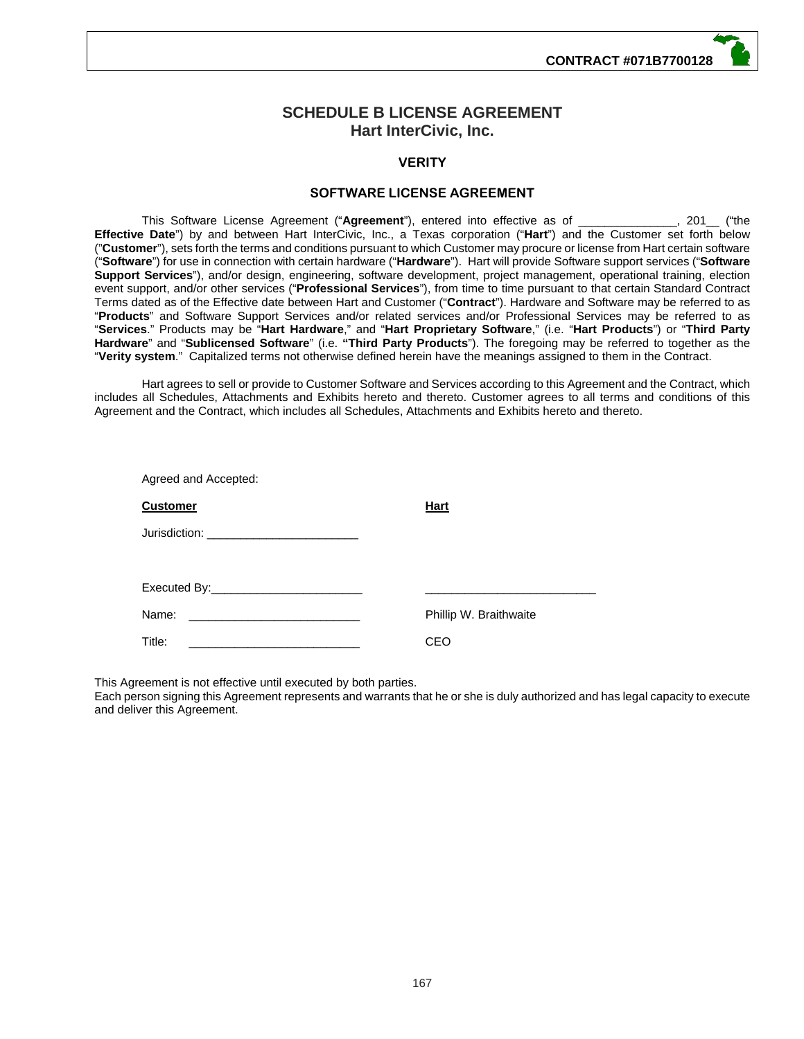# SCHEDULE B LICENSE AGREEMENT
## Hart InterCivic, Inc.

### VERITY

### SOFTWARE LICENSE AGREEMENT

This Software License Agreement ("**Agreement**"), entered into effective as of _______________, 201__ ("the **Effective Date**") by and between Hart InterCivic, Inc., a Texas corporation ("**Hart**") and the Customer set forth below ("**Customer**"), sets forth the terms and conditions pursuant to which Customer may procure or license from Hart certain software ("**Software**") for use in connection with certain hardware ("**Hardware**"). Hart will provide Software support services ("**Software Support Services**"), and/or design, engineering, software development, project management, operational training, election event support, and/or other services ("**Professional Services**"), from time to time pursuant to that certain Standard Contract Terms dated as of the Effective date between Hart and Customer ("**Contract**"). Hardware and Software may be referred to as "**Products**" and Software Support Services and/or related services and/or Professional Services may be referred to as "**Services**." Products may be "**Hart Hardware**," and "**Hart Proprietary Software**," (i.e. "**Hart Products**") or "**Third Party Hardware**" and "**Sublicensed Software**" (i.e. **"Third Party Products**"). The foregoing may be referred to together as the "**Verity system**." Capitalized terms not otherwise defined herein have the meanings assigned to them in the Contract.

Hart agrees to sell or provide to Customer Software and Services according to this Agreement and the Contract, which includes all Schedules, Attachments and Exhibits hereto and thereto. Customer agrees to all terms and conditions of this Agreement and the Contract, which includes all Schedules, Attachments and Exhibits hereto and thereto.

Agreed and Accepted:

| **Customer** | **Hart** |
|---|---|
| Jurisdiction: _______________________ | |
| Executed By: _______________________ | _________________________ |
| Name: _________________________ | Phillip W. Braithwaite |
| Title: _________________________ | CEO |

This Agreement is not effective until executed by both parties.
Each person signing this Agreement represents and warrants that he or she is duly authorized and has legal capacity to execute and deliver this Agreement.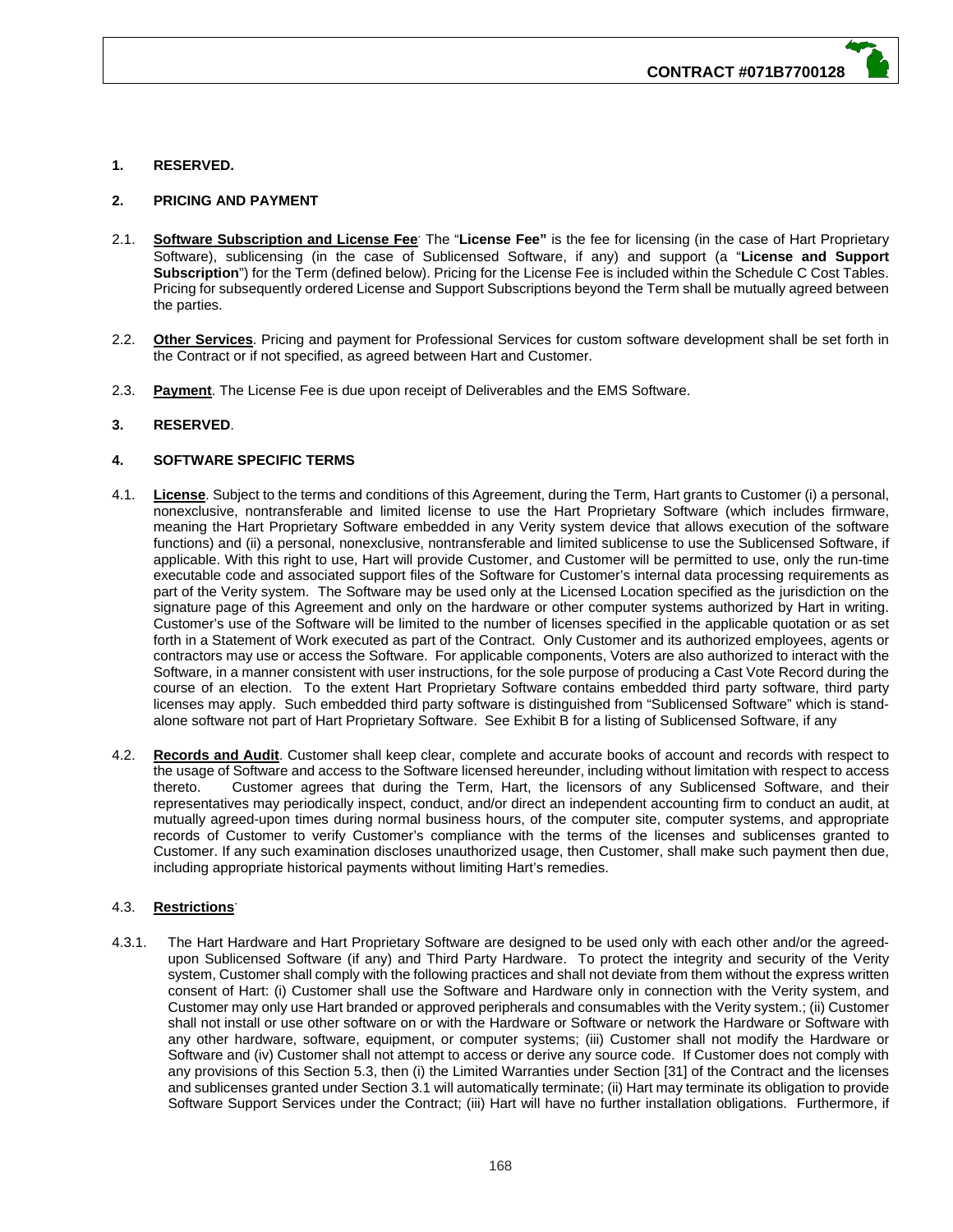**1. RESERVED.**

**2. PRICING AND PAYMENT**

2.1. **Software Subscription and License Fee**. The "**License Fee"** is the fee for licensing (in the case of Hart Proprietary Software), sublicensing (in the case of Sublicensed Software, if any) and support (a "**License and Support Subscription**") for the Term (defined below). Pricing for the License Fee is included within the Schedule C Cost Tables. Pricing for subsequently ordered License and Support Subscriptions beyond the Term shall be mutually agreed between the parties.

2.2. **Other Services**. Pricing and payment for Professional Services for custom software development shall be set forth in the Contract or if not specified, as agreed between Hart and Customer.

2.3. **Payment**. The License Fee is due upon receipt of Deliverables and the EMS Software.

**3. RESERVED**.

**4. SOFTWARE SPECIFIC TERMS**

4.1. **License**. Subject to the terms and conditions of this Agreement, during the Term, Hart grants to Customer (i) a personal, nonexclusive, nontransferable and limited license to use the Hart Proprietary Software (which includes firmware, meaning the Hart Proprietary Software embedded in any Verity system device that allows execution of the software functions) and (ii) a personal, nonexclusive, nontransferable and limited sublicense to use the Sublicensed Software, if applicable. With this right to use, Hart will provide Customer, and Customer will be permitted to use, only the run-time executable code and associated support files of the Software for Customer's internal data processing requirements as part of the Verity system. The Software may be used only at the Licensed Location specified as the jurisdiction on the signature page of this Agreement and only on the hardware or other computer systems authorized by Hart in writing. Customer's use of the Software will be limited to the number of licenses specified in the applicable quotation or as set forth in a Statement of Work executed as part of the Contract. Only Customer and its authorized employees, agents or contractors may use or access the Software. For applicable components, Voters are also authorized to interact with the Software, in a manner consistent with user instructions, for the sole purpose of producing a Cast Vote Record during the course of an election. To the extent Hart Proprietary Software contains embedded third party software, third party licenses may apply. Such embedded third party software is distinguished from "Sublicensed Software" which is stand-alone software not part of Hart Proprietary Software. See Exhibit B for a listing of Sublicensed Software, if any

4.2. **Records and Audit**. Customer shall keep clear, complete and accurate books of account and records with respect to the usage of Software and access to the Software licensed hereunder, including without limitation with respect to access thereto. Customer agrees that during the Term, Hart, the licensors of any Sublicensed Software, and their representatives may periodically inspect, conduct, and/or direct an independent accounting firm to conduct an audit, at mutually agreed-upon times during normal business hours, of the computer site, computer systems, and appropriate records of Customer to verify Customer's compliance with the terms of the licenses and sublicenses granted to Customer. If any such examination discloses unauthorized usage, then Customer, shall make such payment then due, including appropriate historical payments without limiting Hart's remedies.

4.3. **Restrictions**.

4.3.1. The Hart Hardware and Hart Proprietary Software are designed to be used only with each other and/or the agreed-upon Sublicensed Software (if any) and Third Party Hardware. To protect the integrity and security of the Verity system, Customer shall comply with the following practices and shall not deviate from them without the express written consent of Hart: (i) Customer shall use the Software and Hardware only in connection with the Verity system, and Customer may only use Hart branded or approved peripherals and consumables with the Verity system.; (ii) Customer shall not install or use other software on or with the Hardware or Software or network the Hardware or Software with any other hardware, software, equipment, or computer systems; (iii) Customer shall not modify the Hardware or Software and (iv) Customer shall not attempt to access or derive any source code. If Customer does not comply with any provisions of this Section 5.3, then (i) the Limited Warranties under Section [31] of the Contract and the licenses and sublicenses granted under Section 3.1 will automatically terminate; (ii) Hart may terminate its obligation to provide Software Support Services under the Contract; (iii) Hart will have no further installation obligations. Furthermore, if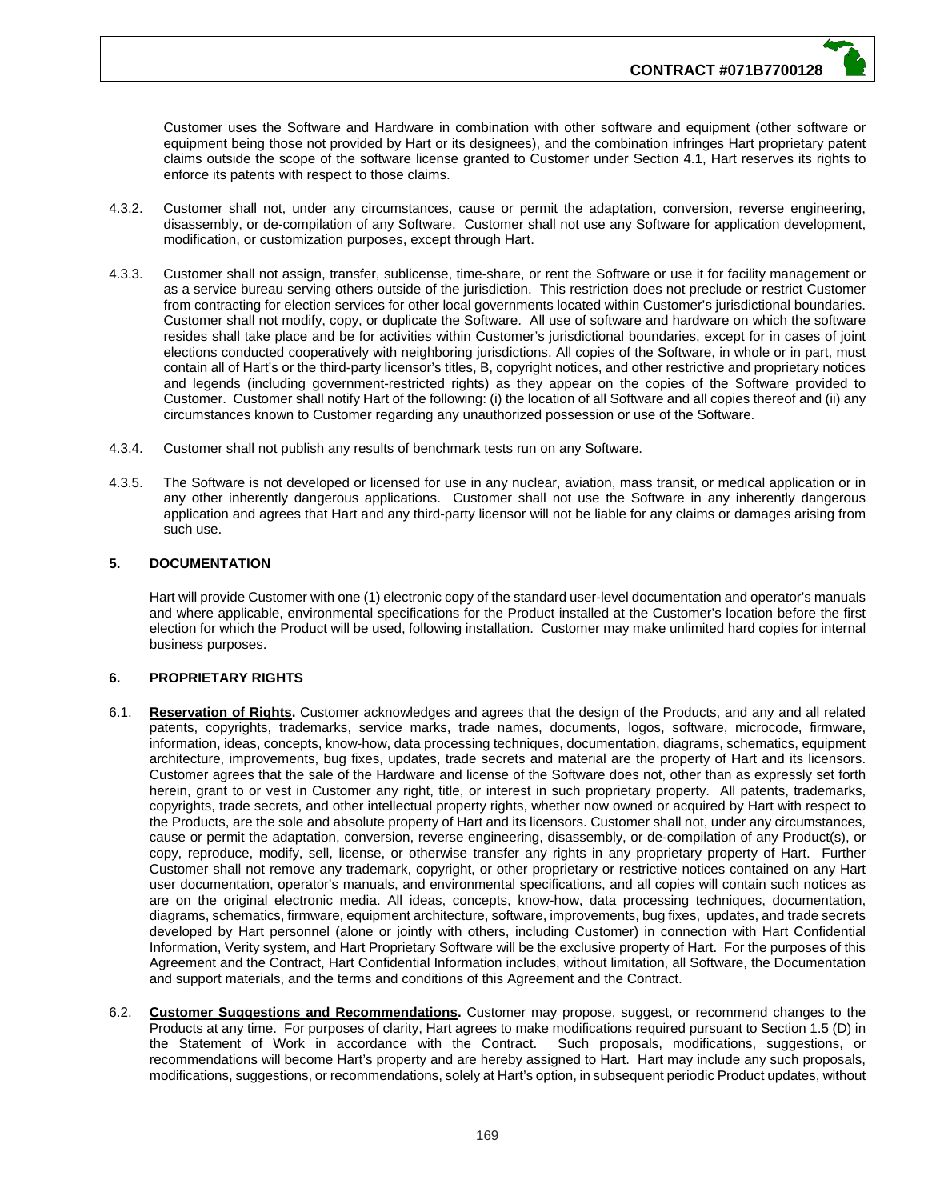Customer uses the Software and Hardware in combination with other software and equipment (other software or equipment being those not provided by Hart or its designees), and the combination infringes Hart proprietary patent claims outside the scope of the software license granted to Customer under Section 4.1, Hart reserves its rights to enforce its patents with respect to those claims.

4.3.2. Customer shall not, under any circumstances, cause or permit the adaptation, conversion, reverse engineering, disassembly, or de-compilation of any Software. Customer shall not use any Software for application development, modification, or customization purposes, except through Hart.

4.3.3. Customer shall not assign, transfer, sublicense, time-share, or rent the Software or use it for facility management or as a service bureau serving others outside of the jurisdiction. This restriction does not preclude or restrict Customer from contracting for election services for other local governments located within Customer's jurisdictional boundaries. Customer shall not modify, copy, or duplicate the Software. All use of software and hardware on which the software resides shall take place and be for activities within Customer's jurisdictional boundaries, except for in cases of joint elections conducted cooperatively with neighboring jurisdictions. All copies of the Software, in whole or in part, must contain all of Hart's or the third-party licensor's titles, B, copyright notices, and other restrictive and proprietary notices and legends (including government-restricted rights) as they appear on the copies of the Software provided to Customer. Customer shall notify Hart of the following: (i) the location of all Software and all copies thereof and (ii) any circumstances known to Customer regarding any unauthorized possession or use of the Software.

4.3.4. Customer shall not publish any results of benchmark tests run on any Software.

4.3.5. The Software is not developed or licensed for use in any nuclear, aviation, mass transit, or medical application or in any other inherently dangerous applications. Customer shall not use the Software in any inherently dangerous application and agrees that Hart and any third-party licensor will not be liable for any claims or damages arising from such use.

## 5. DOCUMENTATION

Hart will provide Customer with one (1) electronic copy of the standard user-level documentation and operator's manuals and where applicable, environmental specifications for the Product installed at the Customer's location before the first election for which the Product will be used, following installation. Customer may make unlimited hard copies for internal business purposes.

## 6. PROPRIETARY RIGHTS

6.1. **Reservation of Rights.** Customer acknowledges and agrees that the design of the Products, and any and all related patents, copyrights, trademarks, service marks, trade names, documents, logos, software, microcode, firmware, information, ideas, concepts, know-how, data processing techniques, documentation, diagrams, schematics, equipment architecture, improvements, bug fixes, updates, trade secrets and material are the property of Hart and its licensors. Customer agrees that the sale of the Hardware and license of the Software does not, other than as expressly set forth herein, grant to or vest in Customer any right, title, or interest in such proprietary property. All patents, trademarks, copyrights, trade secrets, and other intellectual property rights, whether now owned or acquired by Hart with respect to the Products, are the sole and absolute property of Hart and its licensors. Customer shall not, under any circumstances, cause or permit the adaptation, conversion, reverse engineering, disassembly, or de-compilation of any Product(s), or copy, reproduce, modify, sell, license, or otherwise transfer any rights in any proprietary property of Hart. Further Customer shall not remove any trademark, copyright, or other proprietary or restrictive notices contained on any Hart user documentation, operator's manuals, and environmental specifications, and all copies will contain such notices as are on the original electronic media. All ideas, concepts, know-how, data processing techniques, documentation, diagrams, schematics, firmware, equipment architecture, software, improvements, bug fixes, updates, and trade secrets developed by Hart personnel (alone or jointly with others, including Customer) in connection with Hart Confidential Information, Verity system, and Hart Proprietary Software will be the exclusive property of Hart. For the purposes of this Agreement and the Contract, Hart Confidential Information includes, without limitation, all Software, the Documentation and support materials, and the terms and conditions of this Agreement and the Contract.

6.2. **Customer Suggestions and Recommendations.** Customer may propose, suggest, or recommend changes to the Products at any time. For purposes of clarity, Hart agrees to make modifications required pursuant to Section 1.5 (D) in the Statement of Work in accordance with the Contract. Such proposals, modifications, suggestions, or recommendations will become Hart's property and are hereby assigned to Hart. Hart may include any such proposals, modifications, suggestions, or recommendations, solely at Hart's option, in subsequent periodic Product updates, without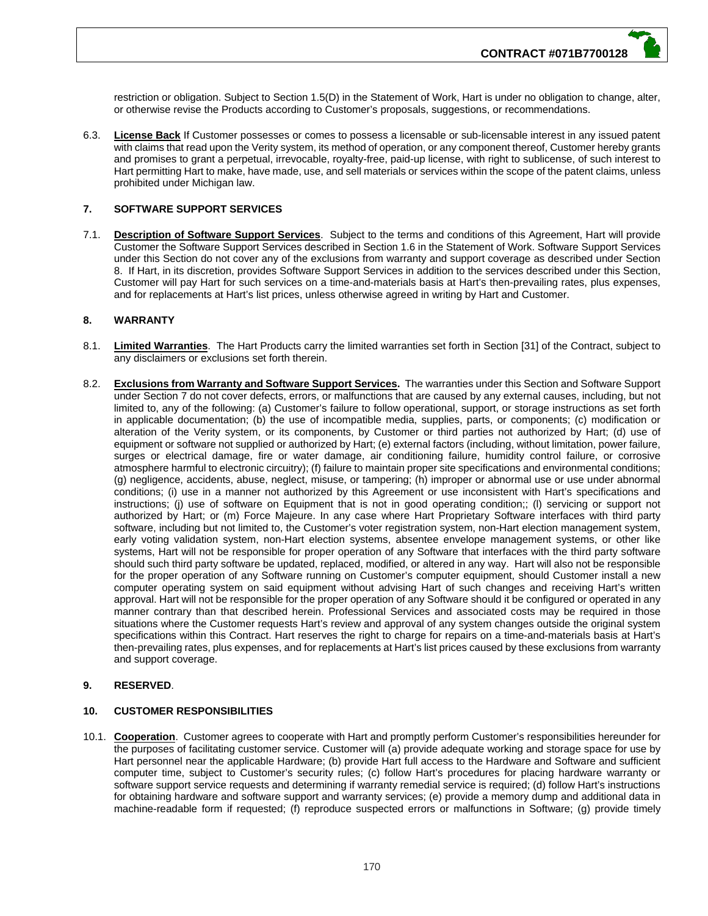restriction or obligation. Subject to Section 1.5(D) in the Statement of Work, Hart is under no obligation to change, alter, or otherwise revise the Products according to Customer's proposals, suggestions, or recommendations.

6.3. **License Back** If Customer possesses or comes to possess a licensable or sub-licensable interest in any issued patent with claims that read upon the Verity system, its method of operation, or any component thereof, Customer hereby grants and promises to grant a perpetual, irrevocable, royalty-free, paid-up license, with right to sublicense, of such interest to Hart permitting Hart to make, have made, use, and sell materials or services within the scope of the patent claims, unless prohibited under Michigan law.

## 7. SOFTWARE SUPPORT SERVICES

7.1. **Description of Software Support Services**. Subject to the terms and conditions of this Agreement, Hart will provide Customer the Software Support Services described in Section 1.6 in the Statement of Work. Software Support Services under this Section do not cover any of the exclusions from warranty and support coverage as described under Section 8. If Hart, in its discretion, provides Software Support Services in addition to the services described under this Section, Customer will pay Hart for such services on a time-and-materials basis at Hart's then-prevailing rates, plus expenses, and for replacements at Hart's list prices, unless otherwise agreed in writing by Hart and Customer.

## 8. WARRANTY

8.1. **Limited Warranties**. The Hart Products carry the limited warranties set forth in Section [31] of the Contract, subject to any disclaimers or exclusions set forth therein.

8.2. **Exclusions from Warranty and Software Support Services.** The warranties under this Section and Software Support under Section 7 do not cover defects, errors, or malfunctions that are caused by any external causes, including, but not limited to, any of the following: (a) Customer's failure to follow operational, support, or storage instructions as set forth in applicable documentation; (b) the use of incompatible media, supplies, parts, or components; (c) modification or alteration of the Verity system, or its components, by Customer or third parties not authorized by Hart; (d) use of equipment or software not supplied or authorized by Hart; (e) external factors (including, without limitation, power failure, surges or electrical damage, fire or water damage, air conditioning failure, humidity control failure, or corrosive atmosphere harmful to electronic circuitry); (f) failure to maintain proper site specifications and environmental conditions; (g) negligence, accidents, abuse, neglect, misuse, or tampering; (h) improper or abnormal use or use under abnormal conditions; (i) use in a manner not authorized by this Agreement or use inconsistent with Hart's specifications and instructions; (j) use of software on Equipment that is not in good operating condition;; (l) servicing or support not authorized by Hart; or (m) Force Majeure. In any case where Hart Proprietary Software interfaces with third party software, including but not limited to, the Customer's voter registration system, non-Hart election management system, early voting validation system, non-Hart election systems, absentee envelope management systems, or other like systems, Hart will not be responsible for proper operation of any Software that interfaces with the third party software should such third party software be updated, replaced, modified, or altered in any way. Hart will also not be responsible for the proper operation of any Software running on Customer's computer equipment, should Customer install a new computer operating system on said equipment without advising Hart of such changes and receiving Hart's written approval. Hart will not be responsible for the proper operation of any Software should it be configured or operated in any manner contrary than that described herein. Professional Services and associated costs may be required in those situations where the Customer requests Hart's review and approval of any system changes outside the original system specifications within this Contract. Hart reserves the right to charge for repairs on a time-and-materials basis at Hart's then-prevailing rates, plus expenses, and for replacements at Hart's list prices caused by these exclusions from warranty and support coverage.

## 9. RESERVED.

## 10. CUSTOMER RESPONSIBILITIES

10.1. **Cooperation**. Customer agrees to cooperate with Hart and promptly perform Customer's responsibilities hereunder for the purposes of facilitating customer service. Customer will (a) provide adequate working and storage space for use by Hart personnel near the applicable Hardware; (b) provide Hart full access to the Hardware and Software and sufficient computer time, subject to Customer's security rules; (c) follow Hart's procedures for placing hardware warranty or software support service requests and determining if warranty remedial service is required; (d) follow Hart's instructions for obtaining hardware and software support and warranty services; (e) provide a memory dump and additional data in machine-readable form if requested; (f) reproduce suspected errors or malfunctions in Software; (g) provide timely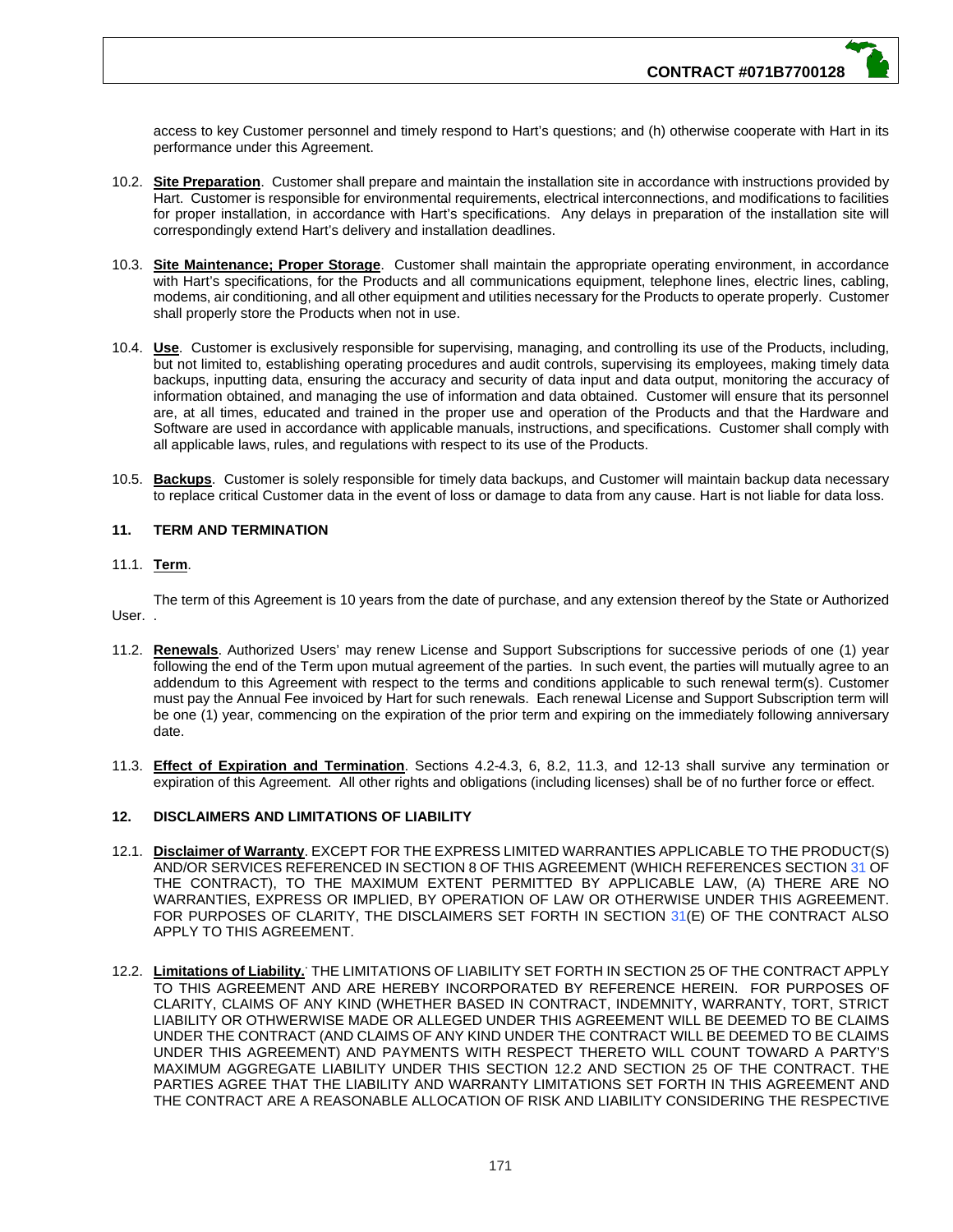access to key Customer personnel and timely respond to Hart's questions; and (h) otherwise cooperate with Hart in its performance under this Agreement.

10.2. **Site Preparation**. Customer shall prepare and maintain the installation site in accordance with instructions provided by Hart. Customer is responsible for environmental requirements, electrical interconnections, and modifications to facilities for proper installation, in accordance with Hart's specifications. Any delays in preparation of the installation site will correspondingly extend Hart's delivery and installation deadlines.

10.3. **Site Maintenance; Proper Storage**. Customer shall maintain the appropriate operating environment, in accordance with Hart's specifications, for the Products and all communications equipment, telephone lines, electric lines, cabling, modems, air conditioning, and all other equipment and utilities necessary for the Products to operate properly. Customer shall properly store the Products when not in use.

10.4. **Use**. Customer is exclusively responsible for supervising, managing, and controlling its use of the Products, including, but not limited to, establishing operating procedures and audit controls, supervising its employees, making timely data backups, inputting data, ensuring the accuracy and security of data input and data output, monitoring the accuracy of information obtained, and managing the use of information and data obtained. Customer will ensure that its personnel are, at all times, educated and trained in the proper use and operation of the Products and that the Hardware and Software are used in accordance with applicable manuals, instructions, and specifications. Customer shall comply with all applicable laws, rules, and regulations with respect to its use of the Products.

10.5. **Backups**. Customer is solely responsible for timely data backups, and Customer will maintain backup data necessary to replace critical Customer data in the event of loss or damage to data from any cause. Hart is not liable for data loss.

**11. TERM AND TERMINATION**

11.1. **Term**.

The term of this Agreement is 10 years from the date of purchase, and any extension thereof by the State or Authorized User. .

11.2. **Renewals**. Authorized Users' may renew License and Support Subscriptions for successive periods of one (1) year following the end of the Term upon mutual agreement of the parties. In such event, the parties will mutually agree to an addendum to this Agreement with respect to the terms and conditions applicable to such renewal term(s). Customer must pay the Annual Fee invoiced by Hart for such renewals. Each renewal License and Support Subscription term will be one (1) year, commencing on the expiration of the prior term and expiring on the immediately following anniversary date.

11.3. **Effect of Expiration and Termination**. Sections 4.2-4.3, 6, 8.2, 11.3, and 12-13 shall survive any termination or expiration of this Agreement. All other rights and obligations (including licenses) shall be of no further force or effect.

**12. DISCLAIMERS AND LIMITATIONS OF LIABILITY**

12.1. **Disclaimer of Warranty**. EXCEPT FOR THE EXPRESS LIMITED WARRANTIES APPLICABLE TO THE PRODUCT(S) AND/OR SERVICES REFERENCED IN SECTION 8 OF THIS AGREEMENT (WHICH REFERENCES SECTION 31 OF THE CONTRACT), TO THE MAXIMUM EXTENT PERMITTED BY APPLICABLE LAW, (A) THERE ARE NO WARRANTIES, EXPRESS OR IMPLIED, BY OPERATION OF LAW OR OTHERWISE UNDER THIS AGREEMENT. FOR PURPOSES OF CLARITY, THE DISCLAIMERS SET FORTH IN SECTION 31(E) OF THE CONTRACT ALSO APPLY TO THIS AGREEMENT.

12.2. **Limitations of Liability.** THE LIMITATIONS OF LIABILITY SET FORTH IN SECTION 25 OF THE CONTRACT APPLY TO THIS AGREEMENT AND ARE HEREBY INCORPORATED BY REFERENCE HEREIN. FOR PURPOSES OF CLARITY, CLAIMS OF ANY KIND (WHETHER BASED IN CONTRACT, INDEMNITY, WARRANTY, TORT, STRICT LIABILITY OR OTHWERWISE MADE OR ALLEGED UNDER THIS AGREEMENT WILL BE DEEMED TO BE CLAIMS UNDER THE CONTRACT (AND CLAIMS OF ANY KIND UNDER THE CONTRACT WILL BE DEEMED TO BE CLAIMS UNDER THIS AGREEMENT) AND PAYMENTS WITH RESPECT THERETO WILL COUNT TOWARD A PARTY'S MAXIMUM AGGREGATE LIABILITY UNDER THIS SECTION 12.2 AND SECTION 25 OF THE CONTRACT. THE PARTIES AGREE THAT THE LIABILITY AND WARRANTY LIMITATIONS SET FORTH IN THIS AGREEMENT AND THE CONTRACT ARE A REASONABLE ALLOCATION OF RISK AND LIABILITY CONSIDERING THE RESPECTIVE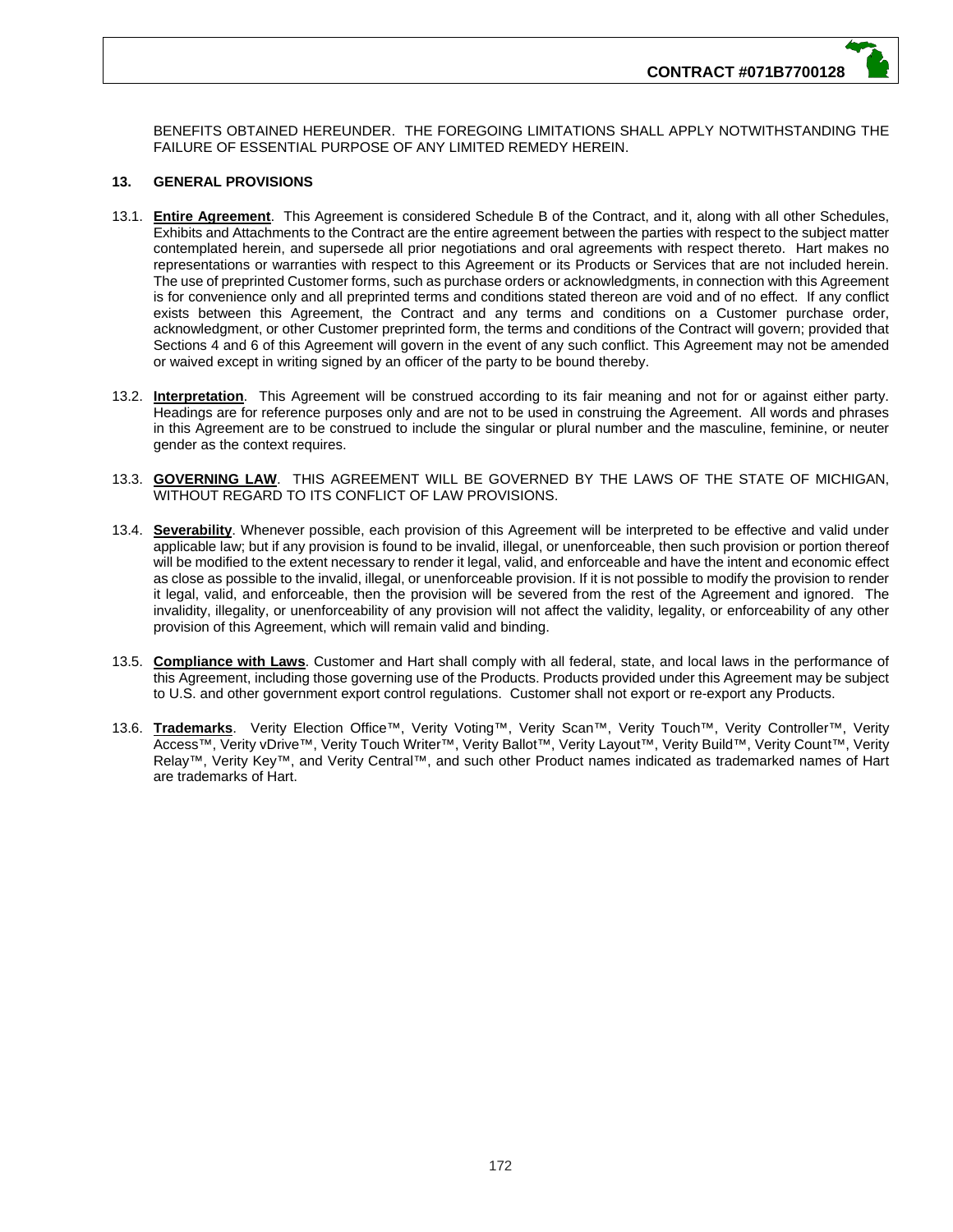BENEFITS OBTAINED HEREUNDER. THE FOREGOING LIMITATIONS SHALL APPLY NOTWITHSTANDING THE FAILURE OF ESSENTIAL PURPOSE OF ANY LIMITED REMEDY HEREIN.

## 13. GENERAL PROVISIONS

13.1. **Entire Agreement**. This Agreement is considered Schedule B of the Contract, and it, along with all other Schedules, Exhibits and Attachments to the Contract are the entire agreement between the parties with respect to the subject matter contemplated herein, and supersede all prior negotiations and oral agreements with respect thereto. Hart makes no representations or warranties with respect to this Agreement or its Products or Services that are not included herein. The use of preprinted Customer forms, such as purchase orders or acknowledgments, in connection with this Agreement is for convenience only and all preprinted terms and conditions stated thereon are void and of no effect. If any conflict exists between this Agreement, the Contract and any terms and conditions on a Customer purchase order, acknowledgment, or other Customer preprinted form, the terms and conditions of the Contract will govern; provided that Sections 4 and 6 of this Agreement will govern in the event of any such conflict. This Agreement may not be amended or waived except in writing signed by an officer of the party to be bound thereby.

13.2. **Interpretation**. This Agreement will be construed according to its fair meaning and not for or against either party. Headings are for reference purposes only and are not to be used in construing the Agreement. All words and phrases in this Agreement are to be construed to include the singular or plural number and the masculine, feminine, or neuter gender as the context requires.

13.3. **GOVERNING LAW**. THIS AGREEMENT WILL BE GOVERNED BY THE LAWS OF THE STATE OF MICHIGAN, WITHOUT REGARD TO ITS CONFLICT OF LAW PROVISIONS.

13.4. **Severability**. Whenever possible, each provision of this Agreement will be interpreted to be effective and valid under applicable law; but if any provision is found to be invalid, illegal, or unenforceable, then such provision or portion thereof will be modified to the extent necessary to render it legal, valid, and enforceable and have the intent and economic effect as close as possible to the invalid, illegal, or unenforceable provision. If it is not possible to modify the provision to render it legal, valid, and enforceable, then the provision will be severed from the rest of the Agreement and ignored. The invalidity, illegality, or unenforceability of any provision will not affect the validity, legality, or enforceability of any other provision of this Agreement, which will remain valid and binding.

13.5. **Compliance with Laws**. Customer and Hart shall comply with all federal, state, and local laws in the performance of this Agreement, including those governing use of the Products. Products provided under this Agreement may be subject to U.S. and other government export control regulations. Customer shall not export or re-export any Products.

13.6. **Trademarks**. Verity Election Office™, Verity Voting™, Verity Scan™, Verity Touch™, Verity Controller™, Verity Access™, Verity vDrive™, Verity Touch Writer™, Verity Ballot™, Verity Layout™, Verity Build™, Verity Count™, Verity Relay™, Verity Key™, and Verity Central™, and such other Product names indicated as trademarked names of Hart are trademarks of Hart.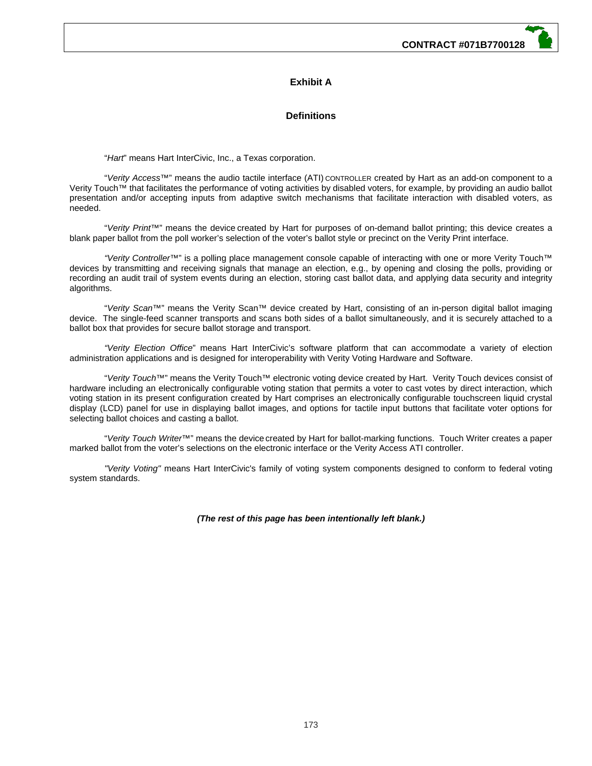## Exhibit A

## Definitions

"*Hart*" means Hart InterCivic, Inc., a Texas corporation.

"*Verity Access*™" means the audio tactile interface (ATI) CONTROLLER created by Hart as an add-on component to a Verity Touch™ that facilitates the performance of voting activities by disabled voters, for example, by providing an audio ballot presentation and/or accepting inputs from adaptive switch mechanisms that facilitate interaction with disabled voters, as needed.

"*Verity Print*™" means the device created by Hart for purposes of on-demand ballot printing; this device creates a blank paper ballot from the poll worker's selection of the voter's ballot style or precinct on the Verity Print interface.

*"Verity Controller*™" is a polling place management console capable of interacting with one or more Verity Touch™ devices by transmitting and receiving signals that manage an election, e.g., by opening and closing the polls, providing or recording an audit trail of system events during an election, storing cast ballot data, and applying data security and integrity algorithms.

"*Verity Scan*™" means the Verity Scan™ device created by Hart, consisting of an in-person digital ballot imaging device. The single-feed scanner transports and scans both sides of a ballot simultaneously, and it is securely attached to a ballot box that provides for secure ballot storage and transport.

*"Verity Election Office*" means Hart InterCivic's software platform that can accommodate a variety of election administration applications and is designed for interoperability with Verity Voting Hardware and Software.

"*Verity Touch*™" means the Verity Touch™ electronic voting device created by Hart. Verity Touch devices consist of hardware including an electronically configurable voting station that permits a voter to cast votes by direct interaction, which voting station in its present configuration created by Hart comprises an electronically configurable touchscreen liquid crystal display (LCD) panel for use in displaying ballot images, and options for tactile input buttons that facilitate voter options for selecting ballot choices and casting a ballot.

"*Verity Touch Writer*™" means the device created by Hart for ballot-marking functions. Touch Writer creates a paper marked ballot from the voter's selections on the electronic interface or the Verity Access ATI controller.

*"Verity Voting"* means Hart InterCivic's family of voting system components designed to conform to federal voting system standards.

***(The rest of this page has been intentionally left blank.)***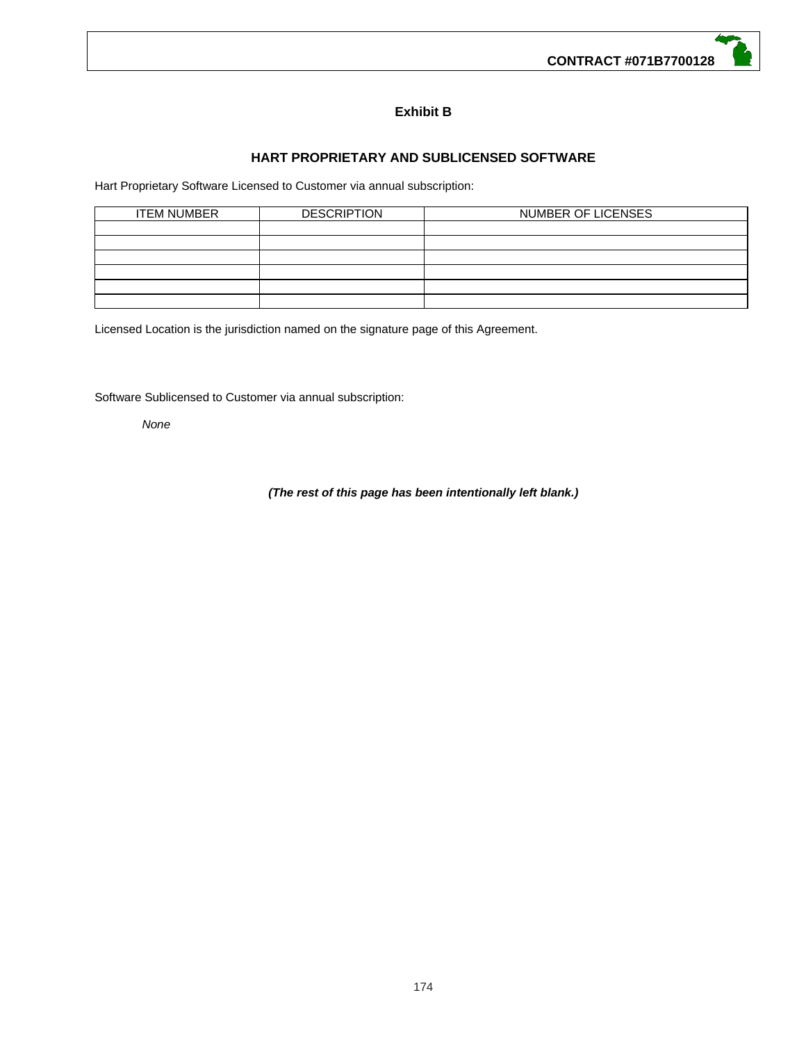## Exhibit B

### HART PROPRIETARY AND SUBLICENSED SOFTWARE

Hart Proprietary Software Licensed to Customer via annual subscription:

| ITEM NUMBER | DESCRIPTION | NUMBER OF LICENSES |
|---|---|---|
| | | |
| | | |
| | | |
| | | |
| | | |
| | | |

Licensed Location is the jurisdiction named on the signature page of this Agreement.

Software Sublicensed to Customer via annual subscription:

*None*

***(The rest of this page has been intentionally left blank.)***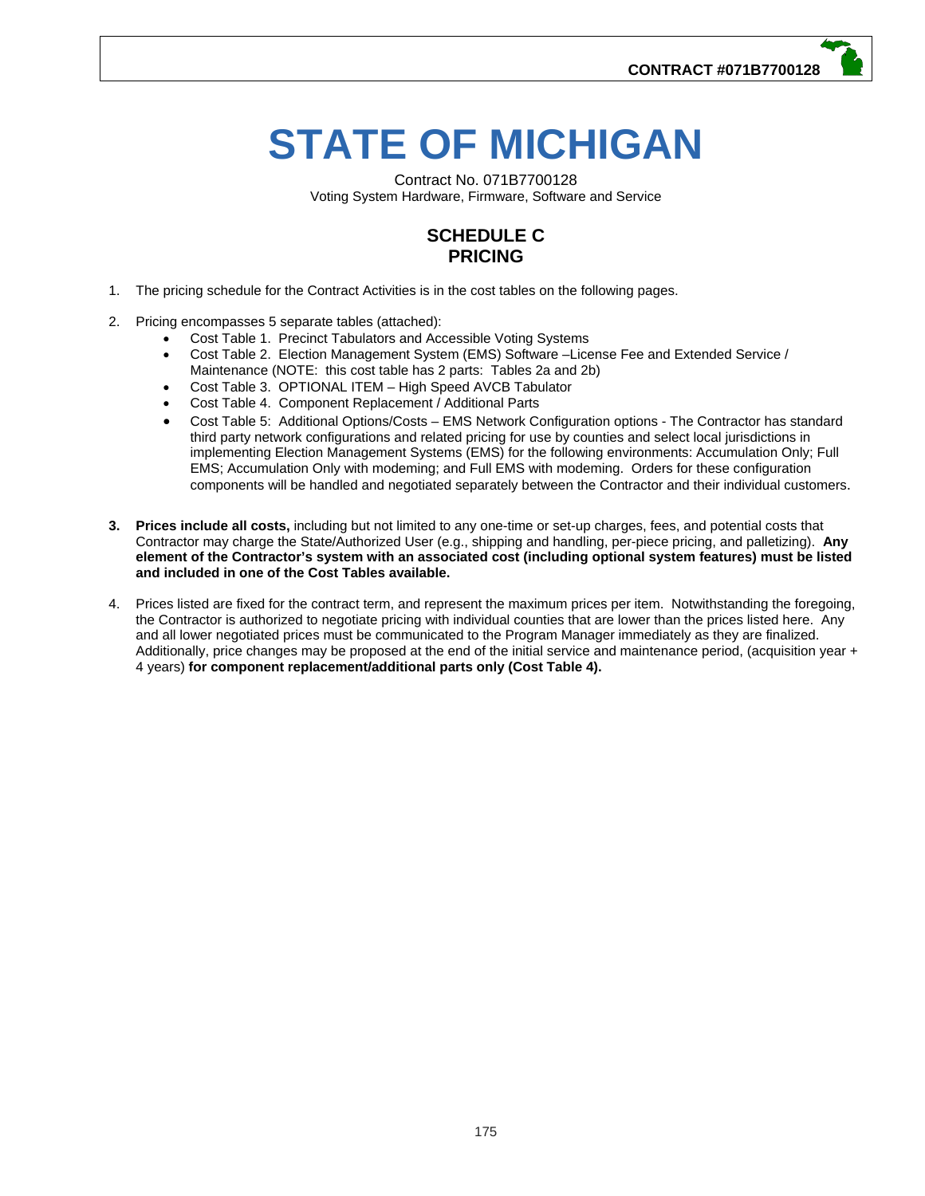# STATE OF MICHIGAN

Contract No. 071B7700128
Voting System Hardware, Firmware, Software and Service

## SCHEDULE C
## PRICING

1. The pricing schedule for the Contract Activities is in the cost tables on the following pages.

2. Pricing encompasses 5 separate tables (attached):
   - Cost Table 1. Precinct Tabulators and Accessible Voting Systems
   - Cost Table 2. Election Management System (EMS) Software –License Fee and Extended Service / Maintenance (NOTE: this cost table has 2 parts: Tables 2a and 2b)
   - Cost Table 3. OPTIONAL ITEM – High Speed AVCB Tabulator
   - Cost Table 4. Component Replacement / Additional Parts
   - Cost Table 5: Additional Options/Costs – EMS Network Configuration options - The Contractor has standard third party network configurations and related pricing for use by counties and select local jurisdictions in implementing Election Management Systems (EMS) for the following environments: Accumulation Only; Full EMS; Accumulation Only with modeming; and Full EMS with modeming. Orders for these configuration components will be handled and negotiated separately between the Contractor and their individual customers.

3. **Prices include all costs,** including but not limited to any one-time or set-up charges, fees, and potential costs that Contractor may charge the State/Authorized User (e.g., shipping and handling, per-piece pricing, and palletizing). **Any element of the Contractor's system with an associated cost (including optional system features) must be listed and included in one of the Cost Tables available.**

4. Prices listed are fixed for the contract term, and represent the maximum prices per item. Notwithstanding the foregoing, the Contractor is authorized to negotiate pricing with individual counties that are lower than the prices listed here. Any and all lower negotiated prices must be communicated to the Program Manager immediately as they are finalized. Additionally, price changes may be proposed at the end of the initial service and maintenance period, (acquisition year + 4 years) **for component replacement/additional parts only (Cost Table 4).**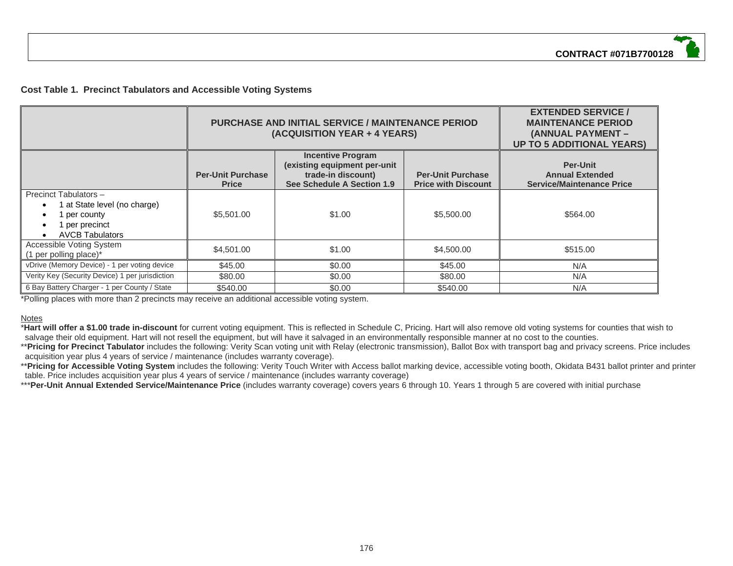**Cost Table 1. Precinct Tabulators and Accessible Voting Systems**

| | PURCHASE AND INITIAL SERVICE / MAINTENANCE PERIOD (ACQUISITION YEAR + 4 YEARS) | | | EXTENDED SERVICE / MAINTENANCE PERIOD (ANNUAL PAYMENT – UP TO 5 ADDITIONAL YEARS) |
|---|---|---|---|---|
| | **Per-Unit Purchase Price** | **Incentive Program (existing equipment per-unit trade-in discount) See Schedule A Section 1.9** | **Per-Unit Purchase Price with Discount** | **Per-Unit Annual Extended Service/Maintenance Price** |
| Precinct Tabulators – <br>• 1 at State level (no charge)<br>• 1 per county<br>• 1 per precinct<br>• AVCB Tabulators | $5,501.00 | $1.00 | $5,500.00 | $564.00 |
| Accessible Voting System (1 per polling place)* | $4,501.00 | $1.00 | $4,500.00 | $515.00 |
| vDrive (Memory Device) - 1 per voting device | $45.00 | $0.00 | $45.00 | N/A |
| Verity Key (Security Device) 1 per jurisdiction | $80.00 | $0.00 | $80.00 | N/A |
| 6 Bay Battery Charger - 1 per County / State | $540.00 | $0.00 | $540.00 | N/A |

*Polling places with more than 2 precincts may receive an additional accessible voting system.

Notes

*__Hart will offer a $1.00 trade in-discount__ for current voting equipment. This is reflected in Schedule C, Pricing. Hart will also remove old voting systems for counties that wish to salvage their old equipment. Hart will not resell the equipment, but will have it salvaged in an environmentally responsible manner at no cost to the counties.

**__Pricing for Precinct Tabulator__ includes the following: Verity Scan voting unit with Relay (electronic transmission), Ballot Box with transport bag and privacy screens. Price includes acquisition year plus 4 years of service / maintenance (includes warranty coverage).

**__Pricing for Accessible Voting System__ includes the following: Verity Touch Writer with Access ballot marking device, accessible voting booth, Okidata B431 ballot printer and printer table. Price includes acquisition year plus 4 years of service / maintenance (includes warranty coverage)

***__Per-Unit Annual Extended Service/Maintenance Price__ (includes warranty coverage) covers years 6 through 10. Years 1 through 5 are covered with initial purchase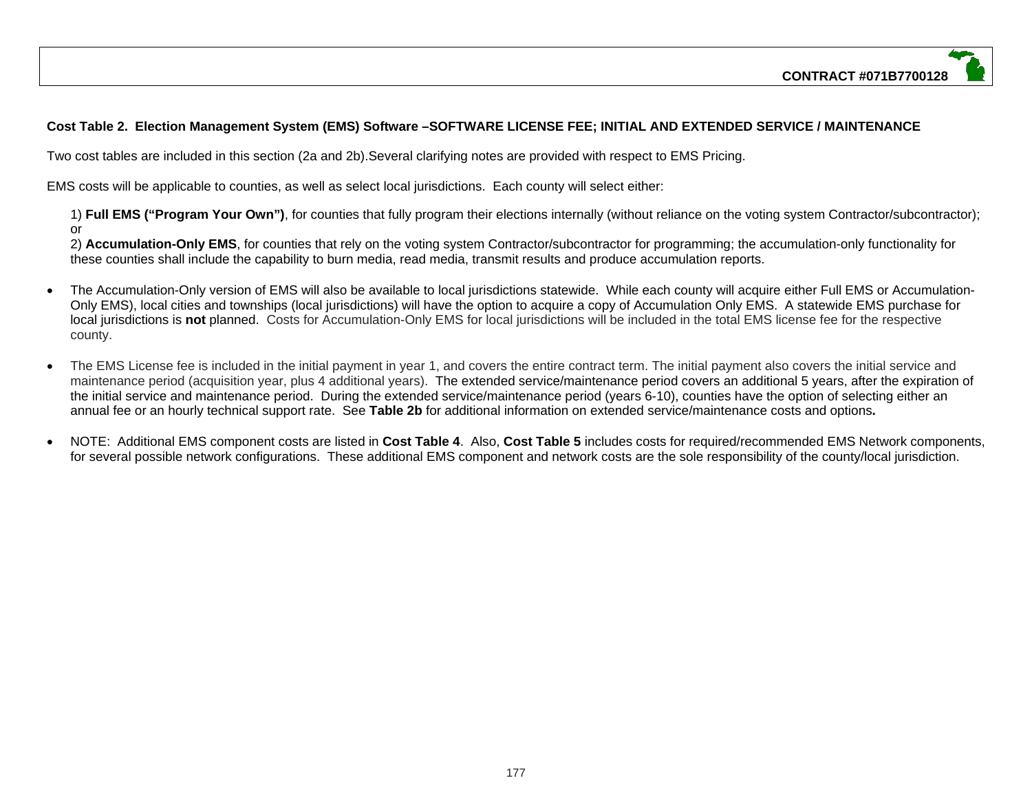**Cost Table 2. Election Management System (EMS) Software –SOFTWARE LICENSE FEE; INITIAL AND EXTENDED SERVICE / MAINTENANCE**

Two cost tables are included in this section (2a and 2b).Several clarifying notes are provided with respect to EMS Pricing.

EMS costs will be applicable to counties, as well as select local jurisdictions. Each county will select either:

1) **Full EMS ("Program Your Own")**, for counties that fully program their elections internally (without reliance on the voting system Contractor/subcontractor); or
2) **Accumulation-Only EMS**, for counties that rely on the voting system Contractor/subcontractor for programming; the accumulation-only functionality for these counties shall include the capability to burn media, read media, transmit results and produce accumulation reports.

- The Accumulation-Only version of EMS will also be available to local jurisdictions statewide. While each county will acquire either Full EMS or Accumulation-Only EMS), local cities and townships (local jurisdictions) will have the option to acquire a copy of Accumulation Only EMS. A statewide EMS purchase for local jurisdictions is **not** planned. Costs for Accumulation-Only EMS for local jurisdictions will be included in the total EMS license fee for the respective county.

- The EMS License fee is included in the initial payment in year 1, and covers the entire contract term. The initial payment also covers the initial service and maintenance period (acquisition year, plus 4 additional years). The extended service/maintenance period covers an additional 5 years, after the expiration of the initial service and maintenance period. During the extended service/maintenance period (years 6-10), counties have the option of selecting either an annual fee or an hourly technical support rate. See **Table 2b** for additional information on extended service/maintenance costs and options**.**

- NOTE: Additional EMS component costs are listed in **Cost Table 4**. Also, **Cost Table 5** includes costs for required/recommended EMS Network components, for several possible network configurations. These additional EMS component and network costs are the sole responsibility of the county/local jurisdiction.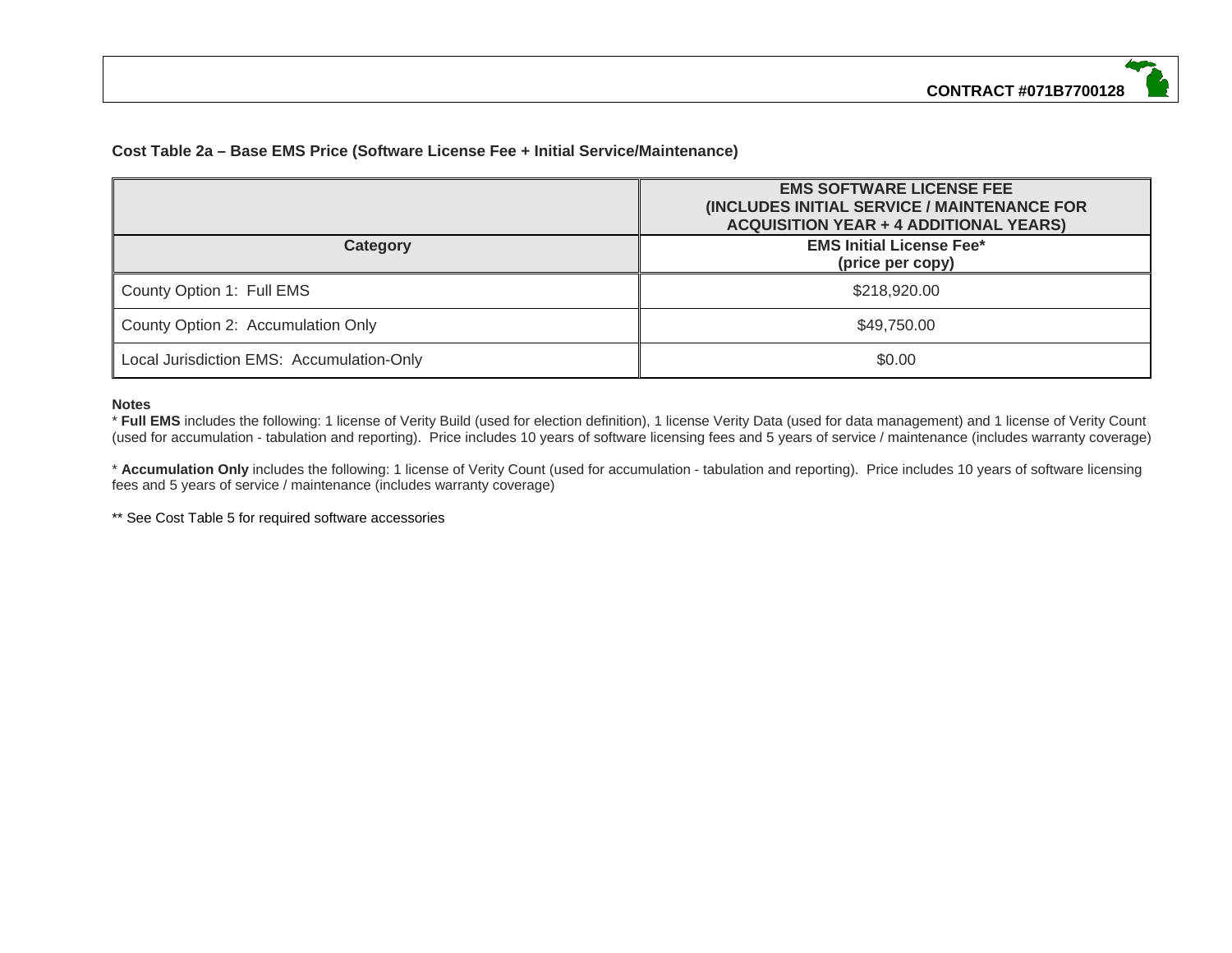### Cost Table 2a – Base EMS Price (Software License Fee + Initial Service/Maintenance)

| | **EMS SOFTWARE LICENSE FEE (INCLUDES INITIAL SERVICE / MAINTENANCE FOR ACQUISITION YEAR + 4 ADDITIONAL YEARS)** |
|---|---|
| **Category** | **EMS Initial License Fee* (price per copy)** |
| County Option 1: Full EMS | $218,920.00 |
| County Option 2: Accumulation Only | $49,750.00 |
| Local Jurisdiction EMS: Accumulation-Only | $0.00 |

**Notes**

* **Full EMS** includes the following: 1 license of Verity Build (used for election definition), 1 license Verity Data (used for data management) and 1 license of Verity Count (used for accumulation - tabulation and reporting). Price includes 10 years of software licensing fees and 5 years of service / maintenance (includes warranty coverage)

* **Accumulation Only** includes the following: 1 license of Verity Count (used for accumulation - tabulation and reporting). Price includes 10 years of software licensing fees and 5 years of service / maintenance (includes warranty coverage)

** See Cost Table 5 for required software accessories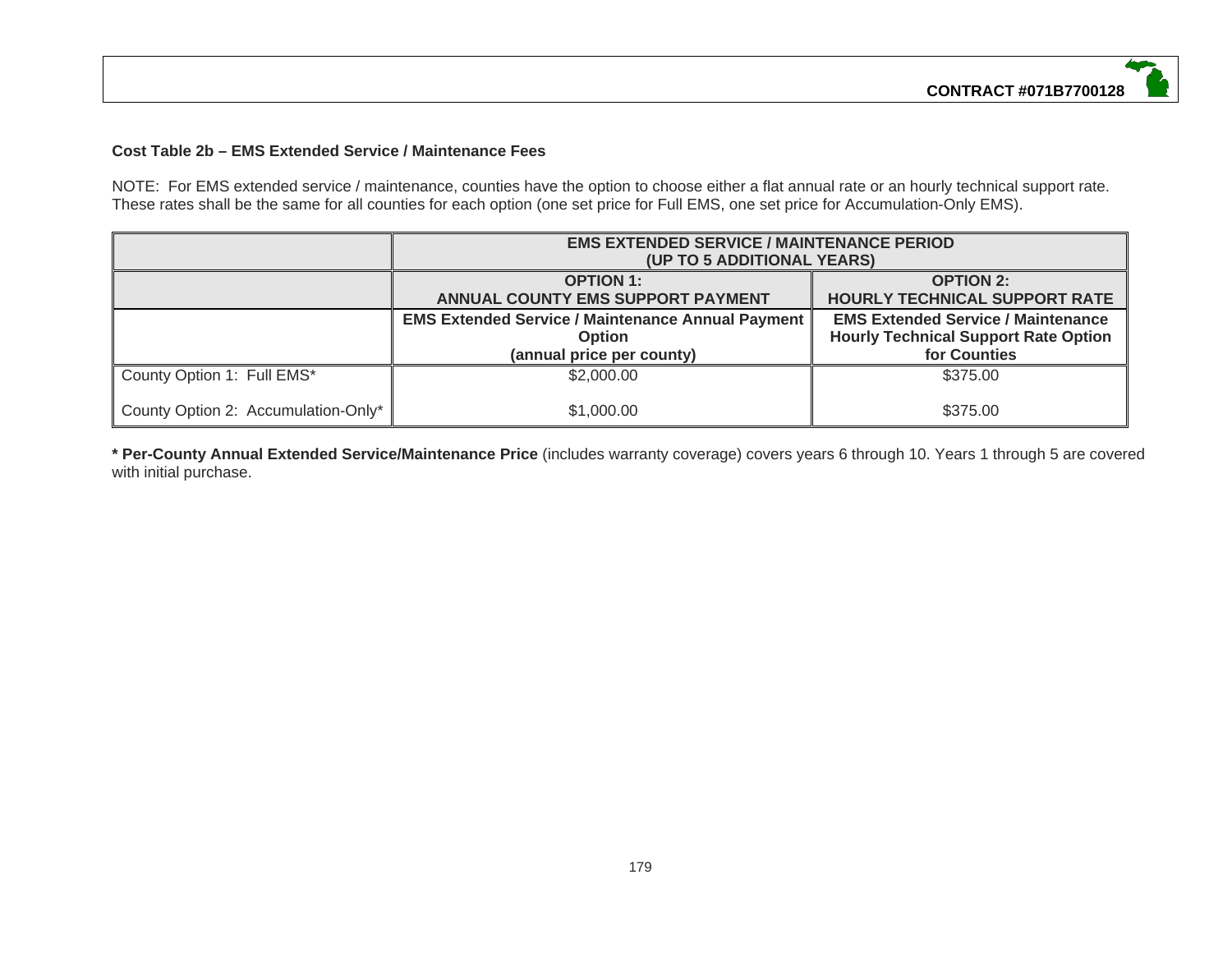**Cost Table 2b – EMS Extended Service / Maintenance Fees**

NOTE: For EMS extended service / maintenance, counties have the option to choose either a flat annual rate or an hourly technical support rate. These rates shall be the same for all counties for each option (one set price for Full EMS, one set price for Accumulation-Only EMS).

| | **EMS EXTENDED SERVICE / MAINTENANCE PERIOD (UP TO 5 ADDITIONAL YEARS)** | |
|---|---|---|
| | **OPTION 1: ANNUAL COUNTY EMS SUPPORT PAYMENT** | **OPTION 2: HOURLY TECHNICAL SUPPORT RATE** |
| | **EMS Extended Service / Maintenance Annual Payment Option (annual price per county)** | **EMS Extended Service / Maintenance Hourly Technical Support Rate Option for Counties** |
| County Option 1: Full EMS* | $2,000.00 | $375.00 |
| County Option 2: Accumulation-Only* | $1,000.00 | $375.00 |

**\* Per-County Annual Extended Service/Maintenance Price** (includes warranty coverage) covers years 6 through 10. Years 1 through 5 are covered with initial purchase.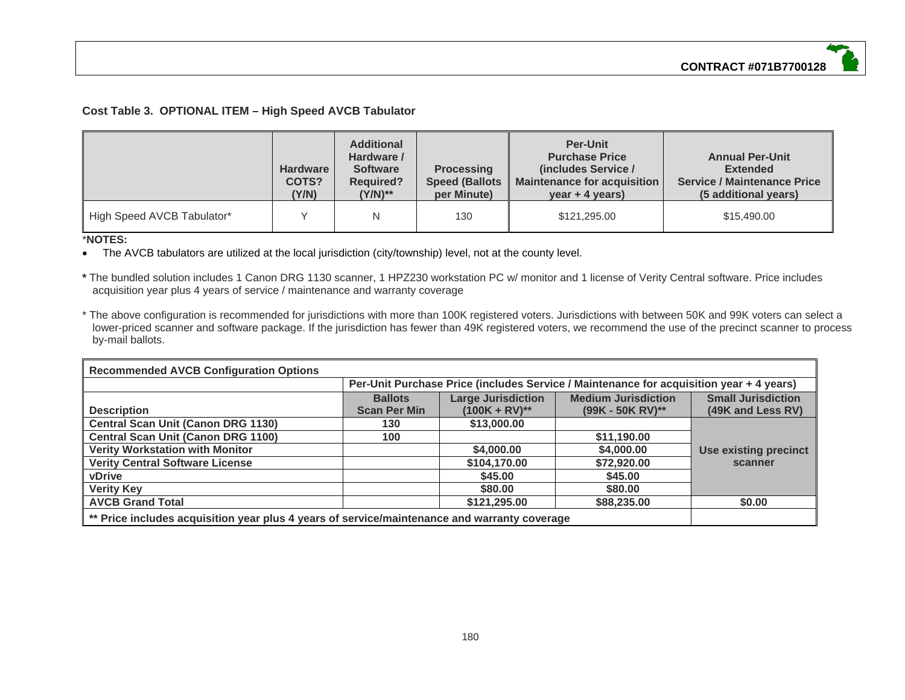**Cost Table 3. OPTIONAL ITEM – High Speed AVCB Tabulator**

| | Hardware COTS? (Y/N) | Additional Hardware / Software Required? (Y/N)** | Processing Speed (Ballots per Minute) | Per-Unit Purchase Price (includes Service / Maintenance for acquisition year + 4 years) | Annual Per-Unit Extended Service / Maintenance Price (5 additional years) |
|---|---|---|---|---|---|
| High Speed AVCB Tabulator* | Y | N | 130 | $121,295.00 | $15,490.00 |

*NOTES:

- The AVCB tabulators are utilized at the local jurisdiction (city/township) level, not at the county level.

* The bundled solution includes 1 Canon DRG 1130 scanner, 1 HPZ230 workstation PC w/ monitor and 1 license of Verity Central software. Price includes acquisition year plus 4 years of service / maintenance and warranty coverage

* The above configuration is recommended for jurisdictions with more than 100K registered voters. Jurisdictions with between 50K and 99K voters can select a lower-priced scanner and software package. If the jurisdiction has fewer than 49K registered voters, we recommend the use of the precinct scanner to process by-mail ballots.

| **Recommended AVCB Configuration Options** | | | | |
|---|---|---|---|---|
| | **Per-Unit Purchase Price (includes Service / Maintenance for acquisition year + 4 years)** | | | |
| **Description** | **Ballots Scan Per Min** | **Large Jurisdiction (100K + RV)**** | **Medium Jurisdiction (99K - 50K RV)**** | **Small Jurisdiction (49K and Less RV)** |
| **Central Scan Unit (Canon DRG 1130)** | **130** | **$13,000.00** | | **Use existing precinct scanner** |
| **Central Scan Unit (Canon DRG 1100)** | **100** | | **$11,190.00** | |
| **Verity Workstation with Monitor** | | **$4,000.00** | **$4,000.00** | |
| **Verity Central Software License** | | **$104,170.00** | **$72,920.00** | |
| **vDrive** | | **$45.00** | **$45.00** | |
| **Verity Key** | | **$80.00** | **$80.00** | |
| **AVCB Grand Total** | | **$121,295.00** | **$88,235.00** | **$0.00** |
| **** Price includes acquisition year plus 4 years of service/maintenance and warranty coverage** | | | | |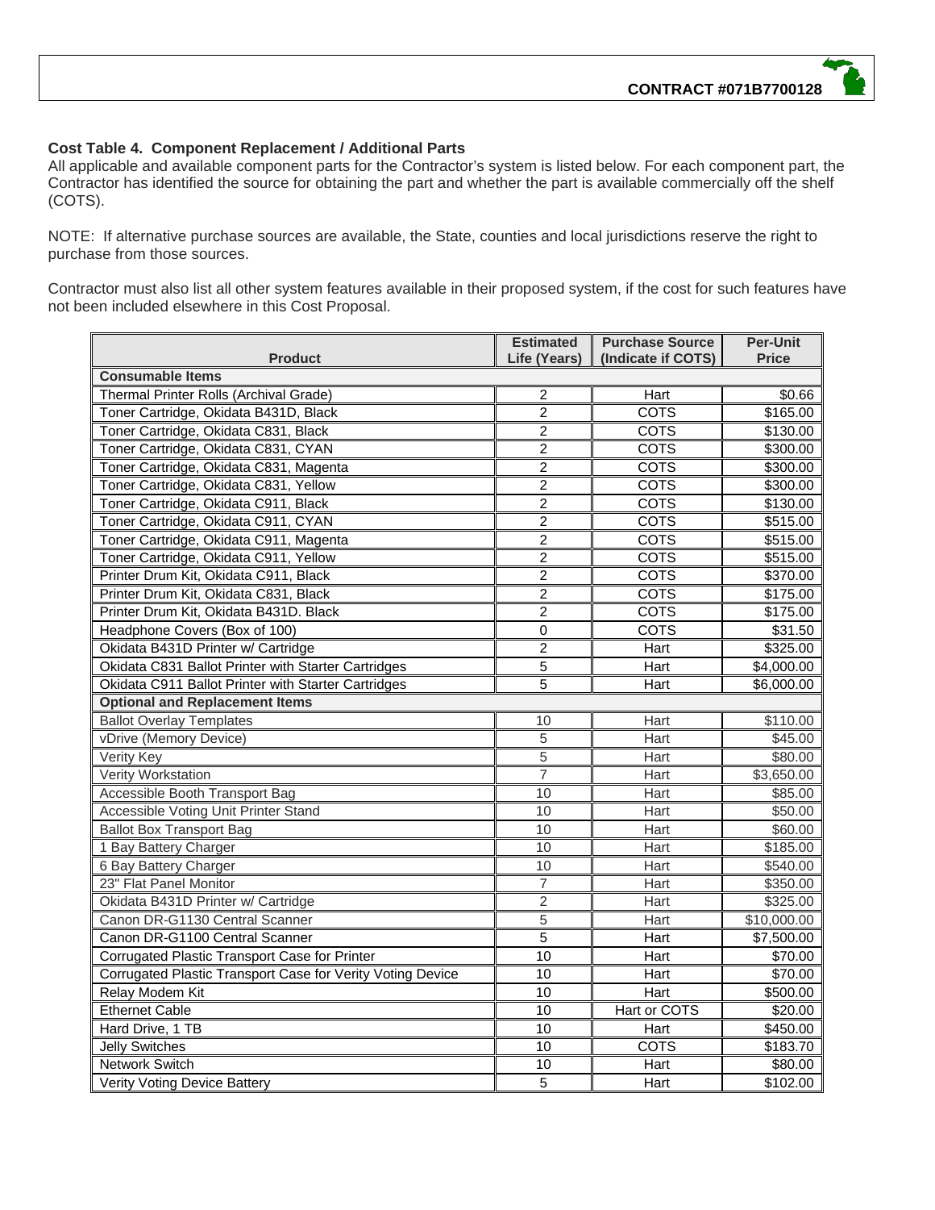**Cost Table 4. Component Replacement / Additional Parts**

All applicable and available component parts for the Contractor's system is listed below. For each component part, the Contractor has identified the source for obtaining the part and whether the part is available commercially off the shelf (COTS).

NOTE: If alternative purchase sources are available, the State, counties and local jurisdictions reserve the right to purchase from those sources.

Contractor must also list all other system features available in their proposed system, if the cost for such features have not been included elsewhere in this Cost Proposal.

| Product | Estimated Life (Years) | Purchase Source (Indicate if COTS) | Per-Unit Price |
|---|---|---|---|
| **Consumable Items** | | | |
| Thermal Printer Rolls (Archival Grade) | 2 | Hart | $0.66 |
| Toner Cartridge, Okidata B431D, Black | 2 | COTS | $165.00 |
| Toner Cartridge, Okidata C831, Black | 2 | COTS | $130.00 |
| Toner Cartridge, Okidata C831, CYAN | 2 | COTS | $300.00 |
| Toner Cartridge, Okidata C831, Magenta | 2 | COTS | $300.00 |
| Toner Cartridge, Okidata C831, Yellow | 2 | COTS | $300.00 |
| Toner Cartridge, Okidata C911, Black | 2 | COTS | $130.00 |
| Toner Cartridge, Okidata C911, CYAN | 2 | COTS | $515.00 |
| Toner Cartridge, Okidata C911, Magenta | 2 | COTS | $515.00 |
| Toner Cartridge, Okidata C911, Yellow | 2 | COTS | $515.00 |
| Printer Drum Kit, Okidata C911, Black | 2 | COTS | $370.00 |
| Printer Drum Kit, Okidata C831, Black | 2 | COTS | $175.00 |
| Printer Drum Kit, Okidata B431D. Black | 2 | COTS | $175.00 |
| Headphone Covers (Box of 100) | 0 | COTS | $31.50 |
| Okidata B431D Printer w/ Cartridge | 2 | Hart | $325.00 |
| Okidata C831 Ballot Printer with Starter Cartridges | 5 | Hart | $4,000.00 |
| Okidata C911 Ballot Printer with Starter Cartridges | 5 | Hart | $6,000.00 |
| **Optional and Replacement Items** | | | |
| Ballot Overlay Templates | 10 | Hart | $110.00 |
| vDrive (Memory Device) | 5 | Hart | $45.00 |
| Verity Key | 5 | Hart | $80.00 |
| Verity Workstation | 7 | Hart | $3,650.00 |
| Accessible Booth Transport Bag | 10 | Hart | $85.00 |
| Accessible Voting Unit Printer Stand | 10 | Hart | $50.00 |
| Ballot Box Transport Bag | 10 | Hart | $60.00 |
| 1 Bay Battery Charger | 10 | Hart | $185.00 |
| 6 Bay Battery Charger | 10 | Hart | $540.00 |
| 23" Flat Panel Monitor | 7 | Hart | $350.00 |
| Okidata B431D Printer w/ Cartridge | 2 | Hart | $325.00 |
| Canon DR-G1130 Central Scanner | 5 | Hart | $10,000.00 |
| Canon DR-G1100 Central Scanner | 5 | Hart | $7,500.00 |
| Corrugated Plastic Transport Case for Printer | 10 | Hart | $70.00 |
| Corrugated Plastic Transport Case for Verity Voting Device | 10 | Hart | $70.00 |
| Relay Modem Kit | 10 | Hart | $500.00 |
| Ethernet Cable | 10 | Hart or COTS | $20.00 |
| Hard Drive, 1 TB | 10 | Hart | $450.00 |
| Jelly Switches | 10 | COTS | $183.70 |
| Network Switch | 10 | Hart | $80.00 |
| Verity Voting Device Battery | 5 | Hart | $102.00 |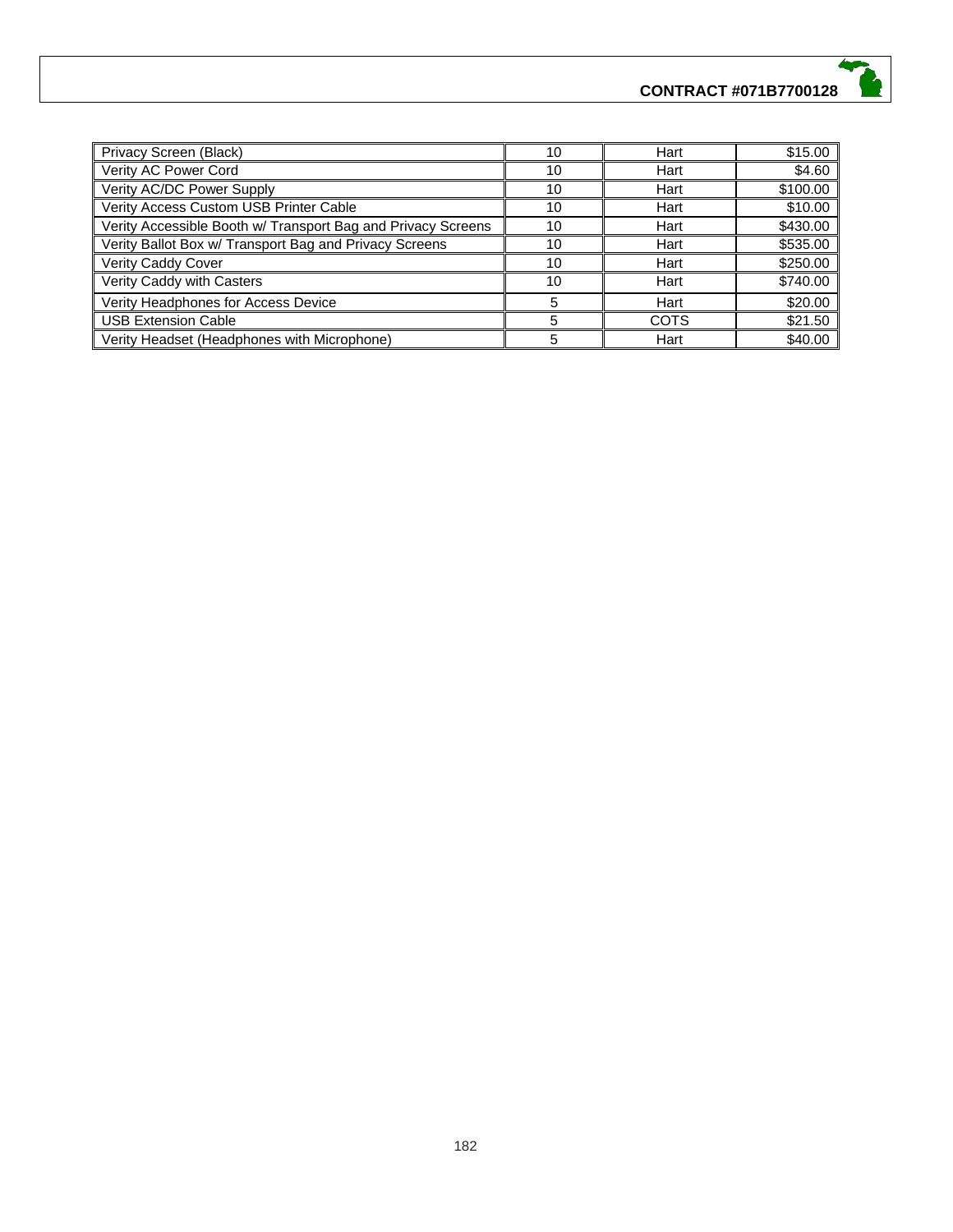| Privacy Screen (Black) | 10 | Hart | $15.00 |
| --- | --- | --- | --- |
| Verity AC Power Cord | 10 | Hart | $4.60 |
| Verity AC/DC Power Supply | 10 | Hart | $100.00 |
| Verity Access Custom USB Printer Cable | 10 | Hart | $10.00 |
| Verity Accessible Booth w/ Transport Bag and Privacy Screens | 10 | Hart | $430.00 |
| Verity Ballot Box w/ Transport Bag and Privacy Screens | 10 | Hart | $535.00 |
| Verity Caddy Cover | 10 | Hart | $250.00 |
| Verity Caddy with Casters | 10 | Hart | $740.00 |
| Verity Headphones for Access Device | 5 | Hart | $20.00 |
| USB Extension Cable | 5 | COTS | $21.50 |
| Verity Headset (Headphones with Microphone) | 5 | Hart | $40.00 |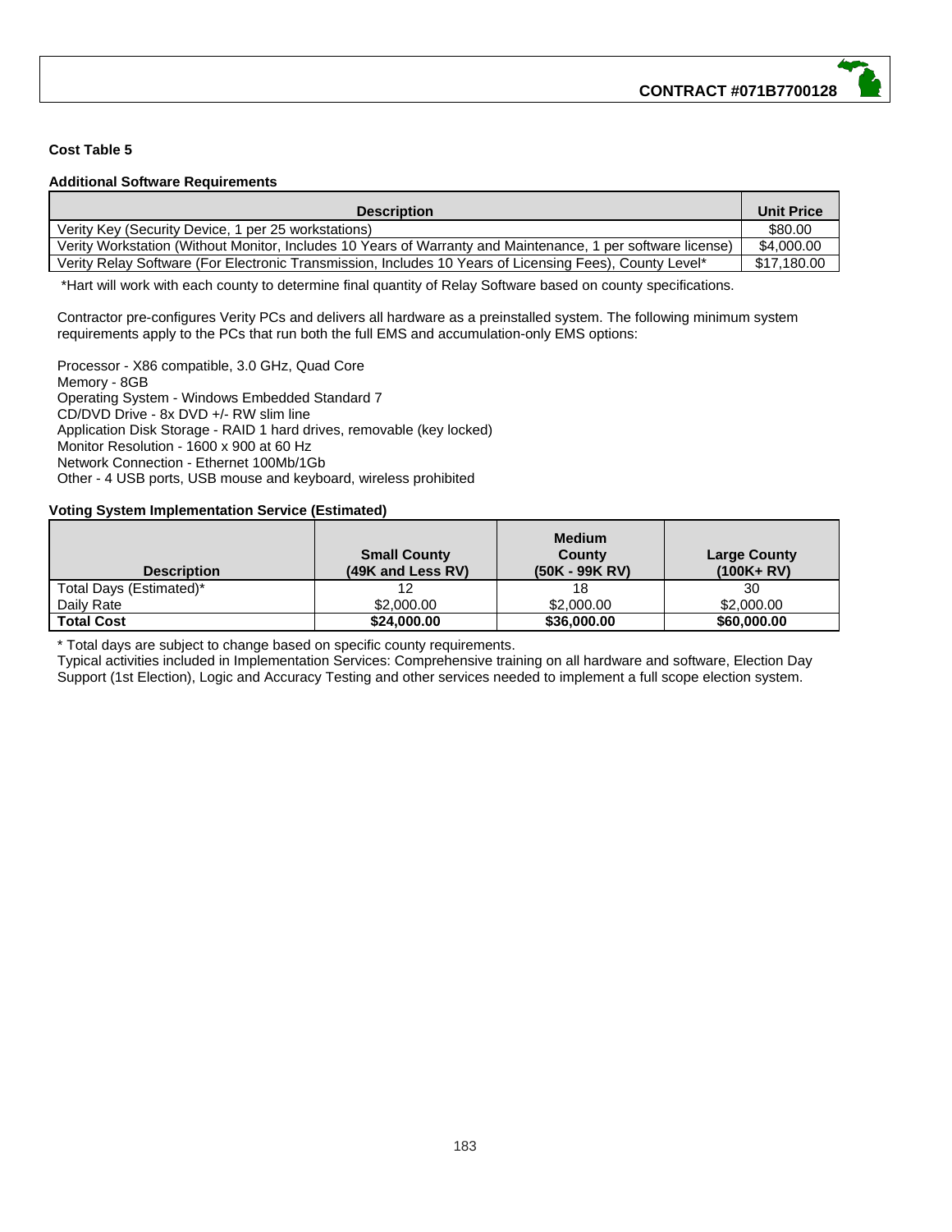**Cost Table 5**

**Additional Software Requirements**

| Description | Unit Price |
| --- | --- |
| Verity Key (Security Device, 1 per 25 workstations) | $80.00 |
| Verity Workstation (Without Monitor, Includes 10 Years of Warranty and Maintenance, 1 per software license) | $4,000.00 |
| Verity Relay Software (For Electronic Transmission, Includes 10 Years of Licensing Fees), County Level* | $17,180.00 |

*Hart will work with each county to determine final quantity of Relay Software based on county specifications.

Contractor pre-configures Verity PCs and delivers all hardware as a preinstalled system. The following minimum system requirements apply to the PCs that run both the full EMS and accumulation-only EMS options:

Processor - X86 compatible, 3.0 GHz, Quad Core
Memory - 8GB
Operating System - Windows Embedded Standard 7
CD/DVD Drive - 8x DVD +/- RW slim line
Application Disk Storage - RAID 1 hard drives, removable (key locked)
Monitor Resolution - 1600 x 900 at 60 Hz
Network Connection - Ethernet 100Mb/1Gb
Other - 4 USB ports, USB mouse and keyboard, wireless prohibited

**Voting System Implementation Service (Estimated)**

| Description | Small County (49K and Less RV) | Medium County (50K - 99K RV) | Large County (100K+ RV) |
| --- | --- | --- | --- |
| Total Days (Estimated)* | 12 | 18 | 30 |
| Daily Rate | $2,000.00 | $2,000.00 | $2,000.00 |
| **Total Cost** | **$24,000.00** | **$36,000.00** | **$60,000.00** |

* Total days are subject to change based on specific county requirements.

Typical activities included in Implementation Services: Comprehensive training on all hardware and software, Election Day Support (1st Election), Logic and Accuracy Testing and other services needed to implement a full scope election system.